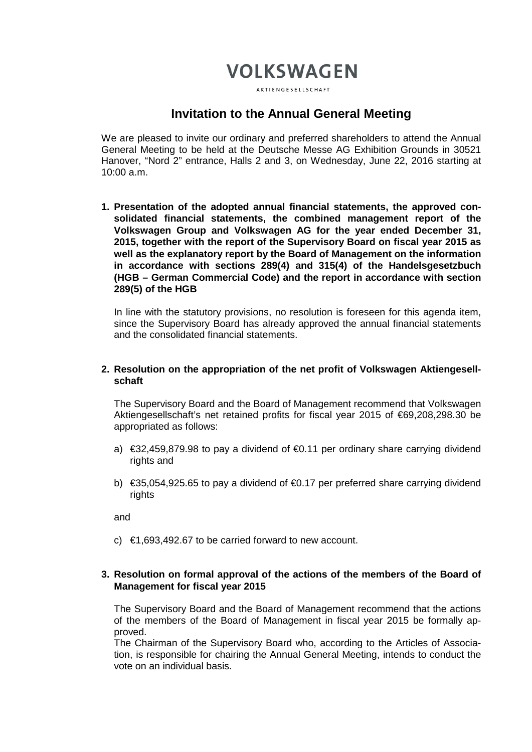# VOLKSWAGEN

AKTIENGESELLSCHAFT

## Invitation to the Annual General Meeting

We are pleased to invite our ordinary and preferred shareholders to attend the Annual General Meeting to be held at the Deutsche Messe AG Exhibition Grounds in 30521 Hanover, "Nord 2" entrance, Halls 2 and 3, on Wednesday, June 22, 2016 starting at 10:00 a.m.

### 1. Presentation of the adopted annual financial statements, the approved consolidated financial statements, the combined management report of the Volkswagen Group and Volkswagen AG for the year ended December 31, 2015, together with the report of the Supervisory Board on fiscal year 2015 as well as the explanatory report by the Board of Management on the information in accordance with sections 289(4) and 315(4) of the Handelsgesetzbuch (HGB – German Commercial Code) and the report in accordance with section 289(5) of the HGB

In line with the statutory provisions, no resolution is foreseen for this agenda item, since the Supervisory Board has already approved the annual financial statements and the consolidated financial statements.

### 2. Resolution on the appropriation of the net profit of Volkswagen Aktiengesellschaft

The Supervisory Board and the Board of Management recommend that Volkswagen Aktiengesellschaft's net retained profits for fiscal year 2015 of €69,208,298.30 be appropriated as follows:

a) €32,459,879.98 to pay a dividend of €0.11 per ordinary share carrying dividend rights and

b) €35,054,925.65 to pay a dividend of €0.17 per preferred share carrying dividend rights

and

c) €1,693,492.67 to be carried forward to new account.

### 3. Resolution on formal approval of the actions of the members of the Board of Management for fiscal year 2015

The Supervisory Board and the Board of Management recommend that the actions of the members of the Board of Management in fiscal year 2015 be formally approved.
The Chairman of the Supervisory Board who, according to the Articles of Association, is responsible for chairing the Annual General Meeting, intends to conduct the vote on an individual basis.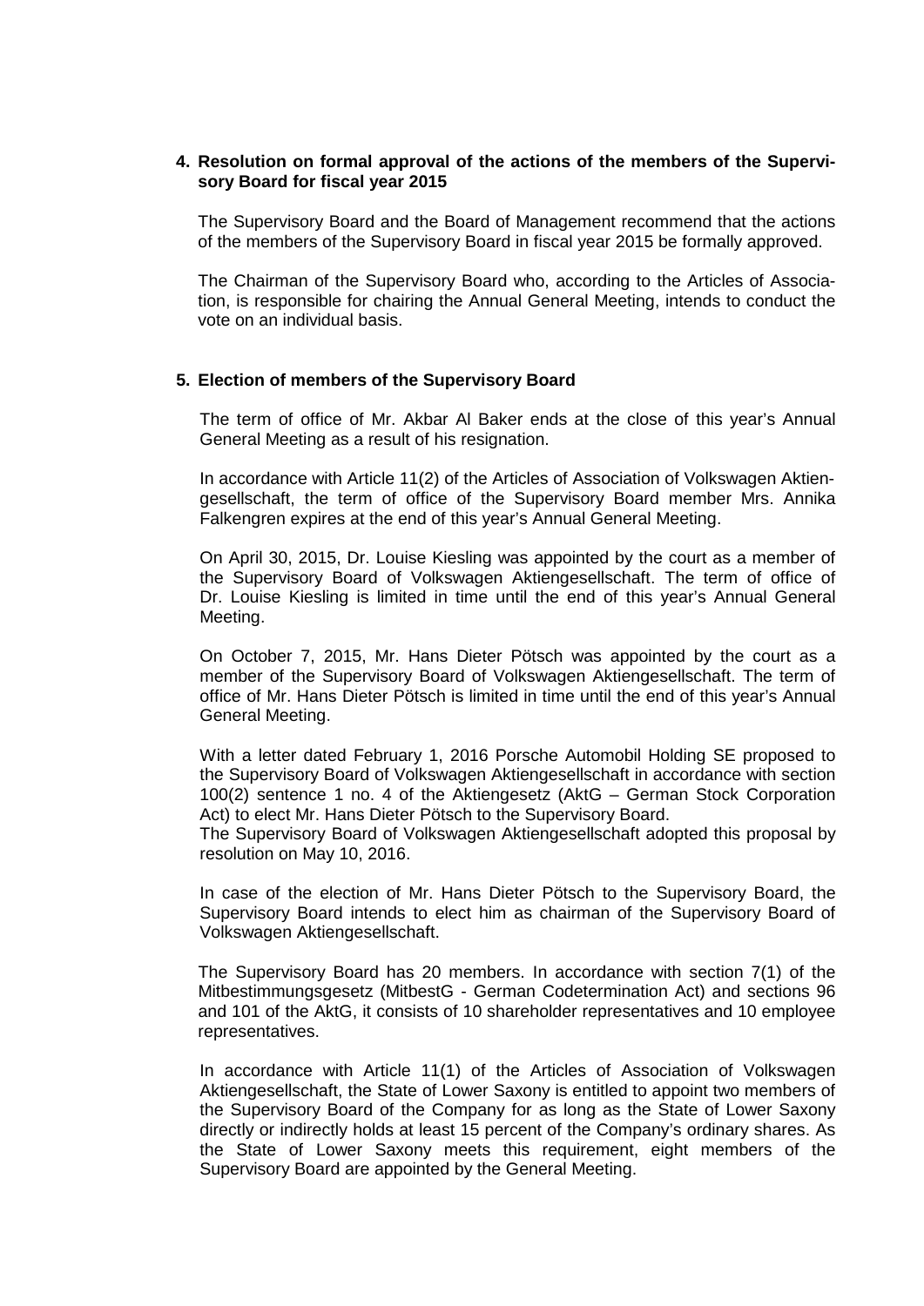**4. Resolution on formal approval of the actions of the members of the Supervisory Board for fiscal year 2015**

The Supervisory Board and the Board of Management recommend that the actions of the members of the Supervisory Board in fiscal year 2015 be formally approved.

The Chairman of the Supervisory Board who, according to the Articles of Association, is responsible for chairing the Annual General Meeting, intends to conduct the vote on an individual basis.

**5. Election of members of the Supervisory Board**

The term of office of Mr. Akbar Al Baker ends at the close of this year's Annual General Meeting as a result of his resignation.

In accordance with Article 11(2) of the Articles of Association of Volkswagen Aktiengesellschaft, the term of office of the Supervisory Board member Mrs. Annika Falkengren expires at the end of this year's Annual General Meeting.

On April 30, 2015, Dr. Louise Kiesling was appointed by the court as a member of the Supervisory Board of Volkswagen Aktiengesellschaft. The term of office of Dr. Louise Kiesling is limited in time until the end of this year's Annual General Meeting.

On October 7, 2015, Mr. Hans Dieter Pötsch was appointed by the court as a member of the Supervisory Board of Volkswagen Aktiengesellschaft. The term of office of Mr. Hans Dieter Pötsch is limited in time until the end of this year's Annual General Meeting.

With a letter dated February 1, 2016 Porsche Automobil Holding SE proposed to the Supervisory Board of Volkswagen Aktiengesellschaft in accordance with section 100(2) sentence 1 no. 4 of the Aktiengesetz (AktG – German Stock Corporation Act) to elect Mr. Hans Dieter Pötsch to the Supervisory Board.
The Supervisory Board of Volkswagen Aktiengesellschaft adopted this proposal by resolution on May 10, 2016.

In case of the election of Mr. Hans Dieter Pötsch to the Supervisory Board, the Supervisory Board intends to elect him as chairman of the Supervisory Board of Volkswagen Aktiengesellschaft.

The Supervisory Board has 20 members. In accordance with section 7(1) of the Mitbestimmungsgesetz (MitbestG - German Codetermination Act) and sections 96 and 101 of the AktG, it consists of 10 shareholder representatives and 10 employee representatives.

In accordance with Article 11(1) of the Articles of Association of Volkswagen Aktiengesellschaft, the State of Lower Saxony is entitled to appoint two members of the Supervisory Board of the Company for as long as the State of Lower Saxony directly or indirectly holds at least 15 percent of the Company's ordinary shares. As the State of Lower Saxony meets this requirement, eight members of the Supervisory Board are appointed by the General Meeting.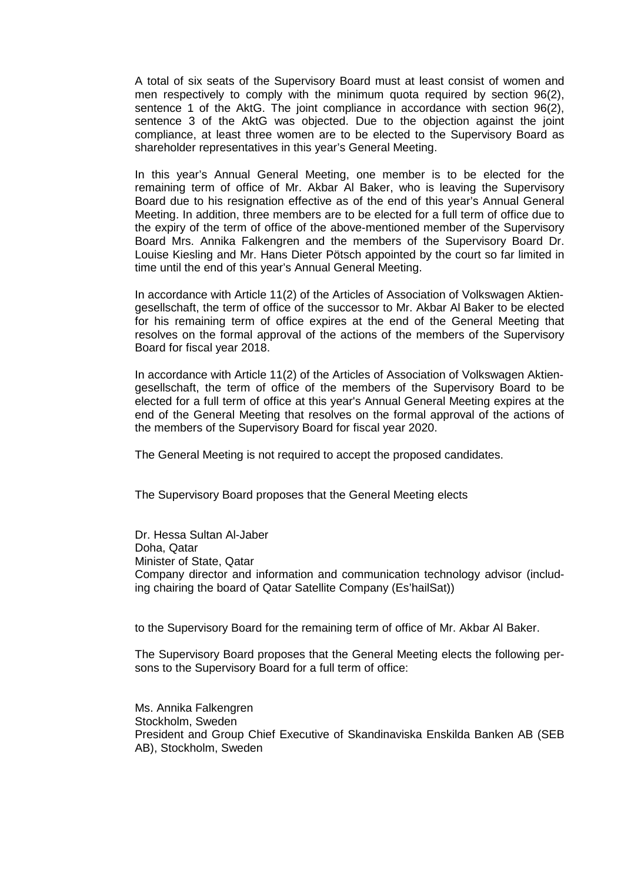A total of six seats of the Supervisory Board must at least consist of women and men respectively to comply with the minimum quota required by section 96(2), sentence 1 of the AktG. The joint compliance in accordance with section 96(2), sentence 3 of the AktG was objected. Due to the objection against the joint compliance, at least three women are to be elected to the Supervisory Board as shareholder representatives in this year's General Meeting.

In this year's Annual General Meeting, one member is to be elected for the remaining term of office of Mr. Akbar Al Baker, who is leaving the Supervisory Board due to his resignation effective as of the end of this year's Annual General Meeting. In addition, three members are to be elected for a full term of office due to the expiry of the term of office of the above-mentioned member of the Supervisory Board Mrs. Annika Falkengren and the members of the Supervisory Board Dr. Louise Kiesling and Mr. Hans Dieter Pötsch appointed by the court so far limited in time until the end of this year's Annual General Meeting.

In accordance with Article 11(2) of the Articles of Association of Volkswagen Aktiengesellschaft, the term of office of the successor to Mr. Akbar Al Baker to be elected for his remaining term of office expires at the end of the General Meeting that resolves on the formal approval of the actions of the members of the Supervisory Board for fiscal year 2018.

In accordance with Article 11(2) of the Articles of Association of Volkswagen Aktiengesellschaft, the term of office of the members of the Supervisory Board to be elected for a full term of office at this year's Annual General Meeting expires at the end of the General Meeting that resolves on the formal approval of the actions of the members of the Supervisory Board for fiscal year 2020.

The General Meeting is not required to accept the proposed candidates.

The Supervisory Board proposes that the General Meeting elects

Dr. Hessa Sultan Al-Jaber
Doha, Qatar
Minister of State, Qatar
Company director and information and communication technology advisor (including chairing the board of Qatar Satellite Company (Es'hailSat))

to the Supervisory Board for the remaining term of office of Mr. Akbar Al Baker.

The Supervisory Board proposes that the General Meeting elects the following persons to the Supervisory Board for a full term of office:

Ms. Annika Falkengren
Stockholm, Sweden
President and Group Chief Executive of Skandinaviska Enskilda Banken AB (SEB AB), Stockholm, Sweden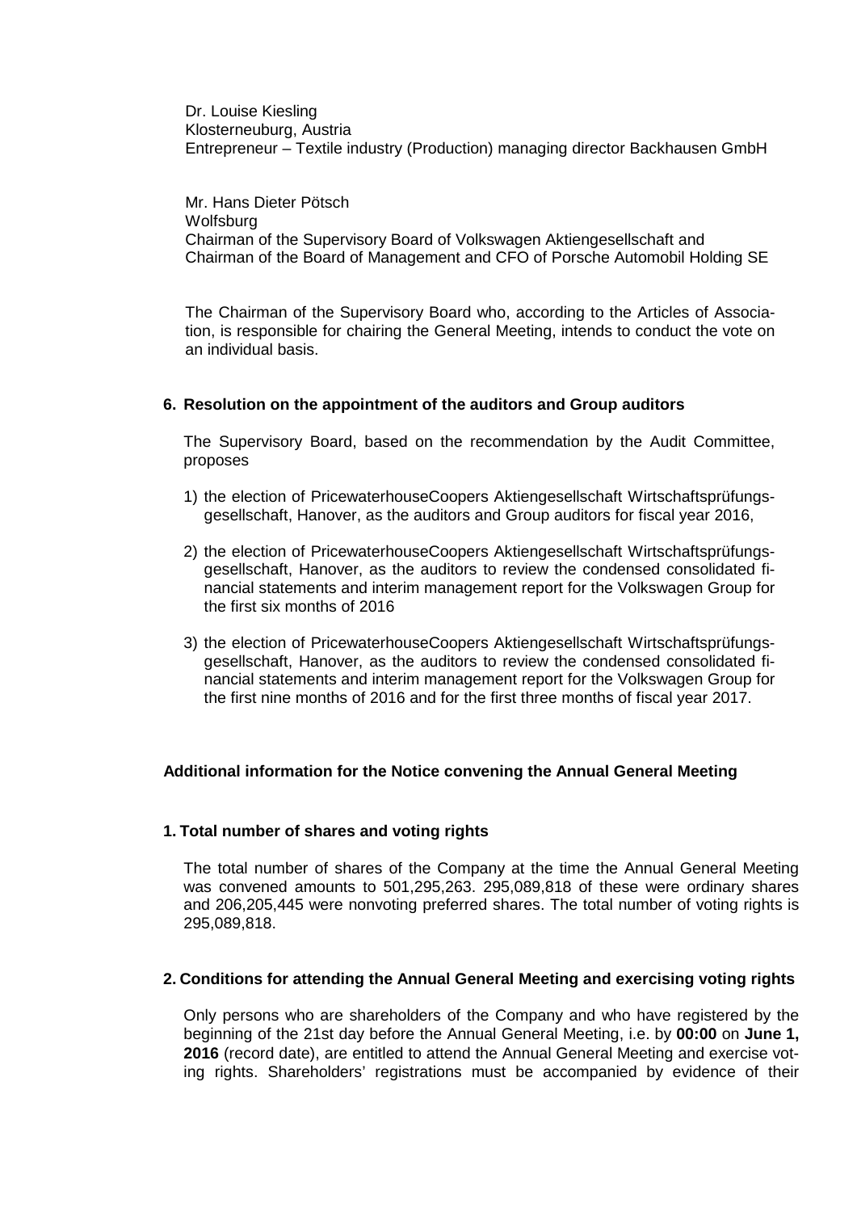Dr. Louise Kiesling
Klosterneuburg, Austria
Entrepreneur – Textile industry (Production) managing director Backhausen GmbH

Mr. Hans Dieter Pötsch
Wolfsburg
Chairman of the Supervisory Board of Volkswagen Aktiengesellschaft and
Chairman of the Board of Management and CFO of Porsche Automobil Holding SE

The Chairman of the Supervisory Board who, according to the Articles of Association, is responsible for chairing the General Meeting, intends to conduct the vote on an individual basis.

**6. Resolution on the appointment of the auditors and Group auditors**

The Supervisory Board, based on the recommendation by the Audit Committee, proposes

1) the election of PricewaterhouseCoopers Aktiengesellschaft Wirtschaftsprüfungsgesellschaft, Hanover, as the auditors and Group auditors for fiscal year 2016,

2) the election of PricewaterhouseCoopers Aktiengesellschaft Wirtschaftsprüfungsgesellschaft, Hanover, as the auditors to review the condensed consolidated financial statements and interim management report for the Volkswagen Group for the first six months of 2016

3) the election of PricewaterhouseCoopers Aktiengesellschaft Wirtschaftsprüfungsgesellschaft, Hanover, as the auditors to review the condensed consolidated financial statements and interim management report for the Volkswagen Group for the first nine months of 2016 and for the first three months of fiscal year 2017.

## Additional information for the Notice convening the Annual General Meeting

**1. Total number of shares and voting rights**

The total number of shares of the Company at the time the Annual General Meeting was convened amounts to 501,295,263. 295,089,818 of these were ordinary shares and 206,205,445 were nonvoting preferred shares. The total number of voting rights is 295,089,818.

**2. Conditions for attending the Annual General Meeting and exercising voting rights**

Only persons who are shareholders of the Company and who have registered by the beginning of the 21st day before the Annual General Meeting, i.e. by **00:00** on **June 1, 2016** (record date), are entitled to attend the Annual General Meeting and exercise voting rights. Shareholders' registrations must be accompanied by evidence of their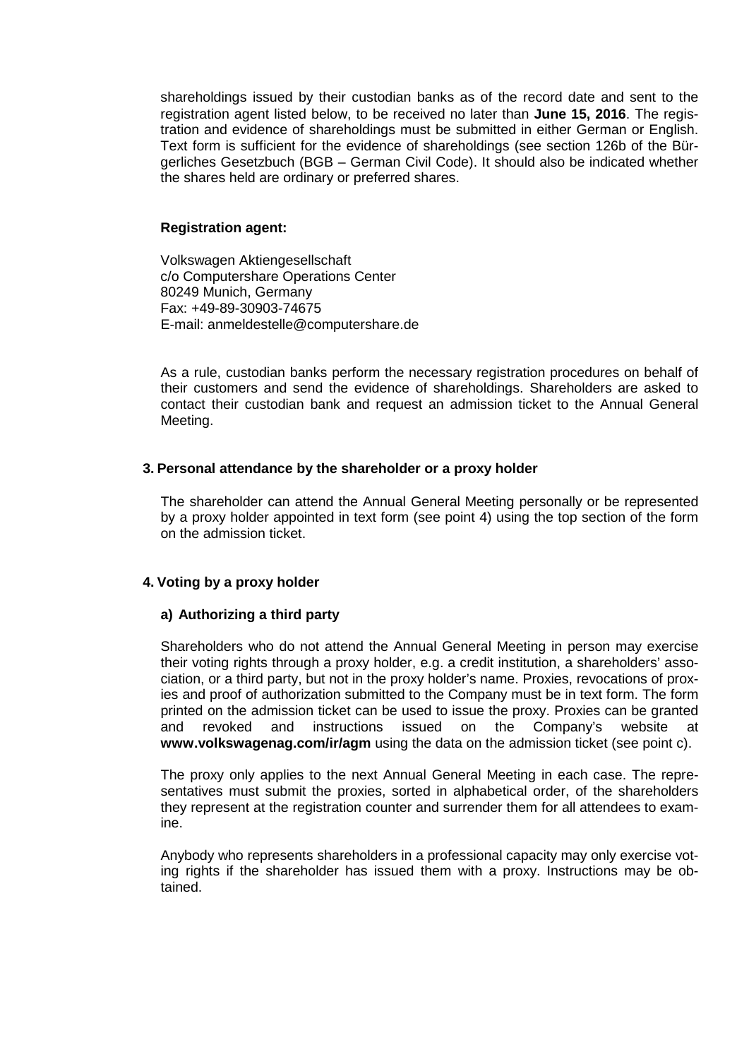shareholdings issued by their custodian banks as of the record date and sent to the registration agent listed below, to be received no later than **June 15, 2016**. The registration and evidence of shareholdings must be submitted in either German or English. Text form is sufficient for the evidence of shareholdings (see section 126b of the Bürgerliches Gesetzbuch (BGB – German Civil Code). It should also be indicated whether the shares held are ordinary or preferred shares.

**Registration agent:**

Volkswagen Aktiengesellschaft
c/o Computershare Operations Center
80249 Munich, Germany
Fax: +49-89-30903-74675
E-mail: anmeldestelle@computershare.de

As a rule, custodian banks perform the necessary registration procedures on behalf of their customers and send the evidence of shareholdings. Shareholders are asked to contact their custodian bank and request an admission ticket to the Annual General Meeting.

### 3. Personal attendance by the shareholder or a proxy holder

The shareholder can attend the Annual General Meeting personally or be represented by a proxy holder appointed in text form (see point 4) using the top section of the form on the admission ticket.

### 4. Voting by a proxy holder

#### a) Authorizing a third party

Shareholders who do not attend the Annual General Meeting in person may exercise their voting rights through a proxy holder, e.g. a credit institution, a shareholders' association, or a third party, but not in the proxy holder's name. Proxies, revocations of proxies and proof of authorization submitted to the Company must be in text form. The form printed on the admission ticket can be used to issue the proxy. Proxies can be granted and revoked and instructions issued on the Company's website at **www.volkswagenag.com/ir/agm** using the data on the admission ticket (see point c).

The proxy only applies to the next Annual General Meeting in each case. The representatives must submit the proxies, sorted in alphabetical order, of the shareholders they represent at the registration counter and surrender them for all attendees to examine.

Anybody who represents shareholders in a professional capacity may only exercise voting rights if the shareholder has issued them with a proxy. Instructions may be obtained.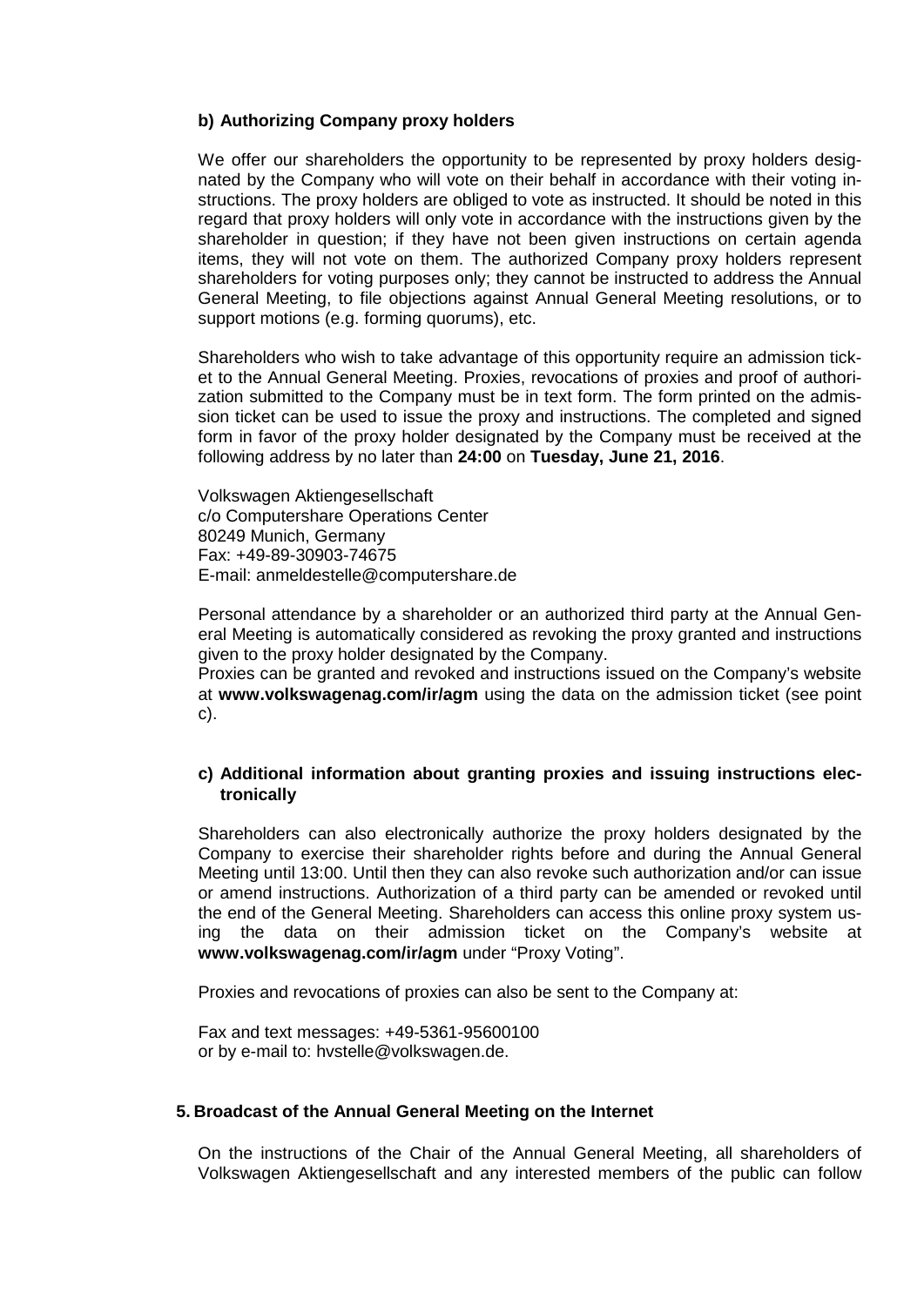**b) Authorizing Company proxy holders**

We offer our shareholders the opportunity to be represented by proxy holders designated by the Company who will vote on their behalf in accordance with their voting instructions. The proxy holders are obliged to vote as instructed. It should be noted in this regard that proxy holders will only vote in accordance with the instructions given by the shareholder in question; if they have not been given instructions on certain agenda items, they will not vote on them. The authorized Company proxy holders represent shareholders for voting purposes only; they cannot be instructed to address the Annual General Meeting, to file objections against Annual General Meeting resolutions, or to support motions (e.g. forming quorums), etc.

Shareholders who wish to take advantage of this opportunity require an admission ticket to the Annual General Meeting. Proxies, revocations of proxies and proof of authorization submitted to the Company must be in text form. The form printed on the admission ticket can be used to issue the proxy and instructions. The completed and signed form in favor of the proxy holder designated by the Company must be received at the following address by no later than **24:00** on **Tuesday, June 21, 2016**.

Volkswagen Aktiengesellschaft
c/o Computershare Operations Center
80249 Munich, Germany
Fax: +49-89-30903-74675
E-mail: anmeldestelle@computershare.de

Personal attendance by a shareholder or an authorized third party at the Annual General Meeting is automatically considered as revoking the proxy granted and instructions given to the proxy holder designated by the Company.
Proxies can be granted and revoked and instructions issued on the Company's website at **www.volkswagenag.com/ir/agm** using the data on the admission ticket (see point c).

**c) Additional information about granting proxies and issuing instructions electronically**

Shareholders can also electronically authorize the proxy holders designated by the Company to exercise their shareholder rights before and during the Annual General Meeting until 13:00. Until then they can also revoke such authorization and/or can issue or amend instructions. Authorization of a third party can be amended or revoked until the end of the General Meeting. Shareholders can access this online proxy system using the data on their admission ticket on the Company's website at **www.volkswagenag.com/ir/agm** under "Proxy Voting".

Proxies and revocations of proxies can also be sent to the Company at:

Fax and text messages: +49-5361-95600100
or by e-mail to: hvstelle@volkswagen.de.

**5. Broadcast of the Annual General Meeting on the Internet**

On the instructions of the Chair of the Annual General Meeting, all shareholders of Volkswagen Aktiengesellschaft and any interested members of the public can follow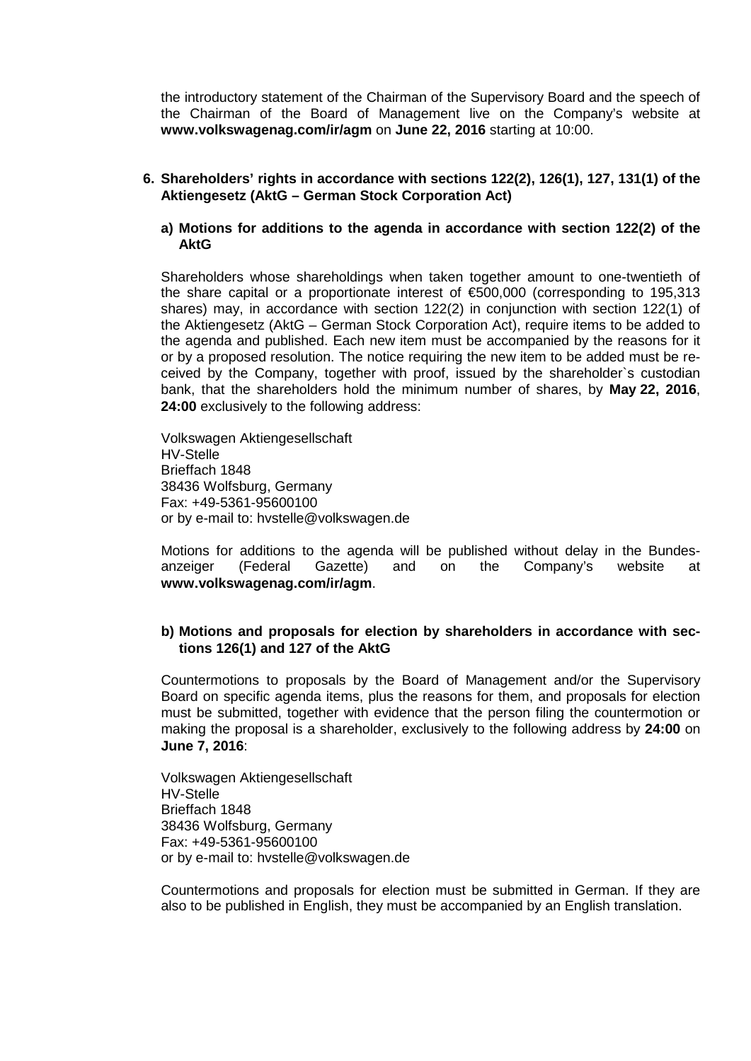the introductory statement of the Chairman of the Supervisory Board and the speech of the Chairman of the Board of Management live on the Company's website at **www.volkswagenag.com/ir/agm** on **June 22, 2016** starting at 10:00.

## 6. Shareholders' rights in accordance with sections 122(2), 126(1), 127, 131(1) of the Aktiengesetz (AktG – German Stock Corporation Act)

### a) Motions for additions to the agenda in accordance with section 122(2) of the AktG

Shareholders whose shareholdings when taken together amount to one-twentieth of the share capital or a proportionate interest of €500,000 (corresponding to 195,313 shares) may, in accordance with section 122(2) in conjunction with section 122(1) of the Aktiengesetz (AktG – German Stock Corporation Act), require items to be added to the agenda and published. Each new item must be accompanied by the reasons for it or by a proposed resolution. The notice requiring the new item to be added must be received by the Company, together with proof, issued by the shareholder`s custodian bank, that the shareholders hold the minimum number of shares, by **May 22, 2016**, **24:00** exclusively to the following address:

Volkswagen Aktiengesellschaft
HV-Stelle
Brieffach 1848
38436 Wolfsburg, Germany
Fax: +49-5361-95600100
or by e-mail to: hvstelle@volkswagen.de

Motions for additions to the agenda will be published without delay in the Bundesanzeiger (Federal Gazette) and on the Company's website at **www.volkswagenag.com/ir/agm**.

### b) Motions and proposals for election by shareholders in accordance with sections 126(1) and 127 of the AktG

Countermotions to proposals by the Board of Management and/or the Supervisory Board on specific agenda items, plus the reasons for them, and proposals for election must be submitted, together with evidence that the person filing the countermotion or making the proposal is a shareholder, exclusively to the following address by **24:00** on **June 7, 2016**:

Volkswagen Aktiengesellschaft
HV-Stelle
Brieffach 1848
38436 Wolfsburg, Germany
Fax: +49-5361-95600100
or by e-mail to: hvstelle@volkswagen.de

Countermotions and proposals for election must be submitted in German. If they are also to be published in English, they must be accompanied by an English translation.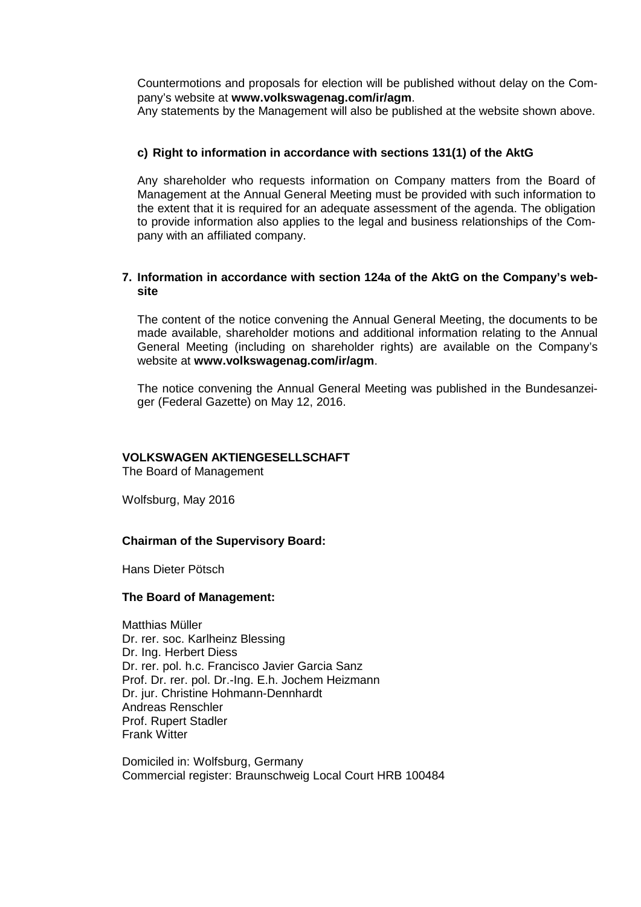Countermotions and proposals for election will be published without delay on the Company's website at **www.volkswagenag.com/ir/agm**.
Any statements by the Management will also be published at the website shown above.

#### c) Right to information in accordance with sections 131(1) of the AktG

Any shareholder who requests information on Company matters from the Board of Management at the Annual General Meeting must be provided with such information to the extent that it is required for an adequate assessment of the agenda. The obligation to provide information also applies to the legal and business relationships of the Company with an affiliated company.

### 7. Information in accordance with section 124a of the AktG on the Company's website

The content of the notice convening the Annual General Meeting, the documents to be made available, shareholder motions and additional information relating to the Annual General Meeting (including on shareholder rights) are available on the Company's website at **www.volkswagenag.com/ir/agm**.

The notice convening the Annual General Meeting was published in the Bundesanzeiger (Federal Gazette) on May 12, 2016.

**VOLKSWAGEN AKTIENGESELLSCHAFT**
The Board of Management

Wolfsburg, May 2016

**Chairman of the Supervisory Board:**

Hans Dieter Pötsch

**The Board of Management:**

Matthias Müller
Dr. rer. soc. Karlheinz Blessing
Dr. Ing. Herbert Diess
Dr. rer. pol. h.c. Francisco Javier Garcia Sanz
Prof. Dr. rer. pol. Dr.-Ing. E.h. Jochem Heizmann
Dr. jur. Christine Hohmann-Dennhardt
Andreas Renschler
Prof. Rupert Stadler
Frank Witter

Domiciled in: Wolfsburg, Germany
Commercial register: Braunschweig Local Court HRB 100484